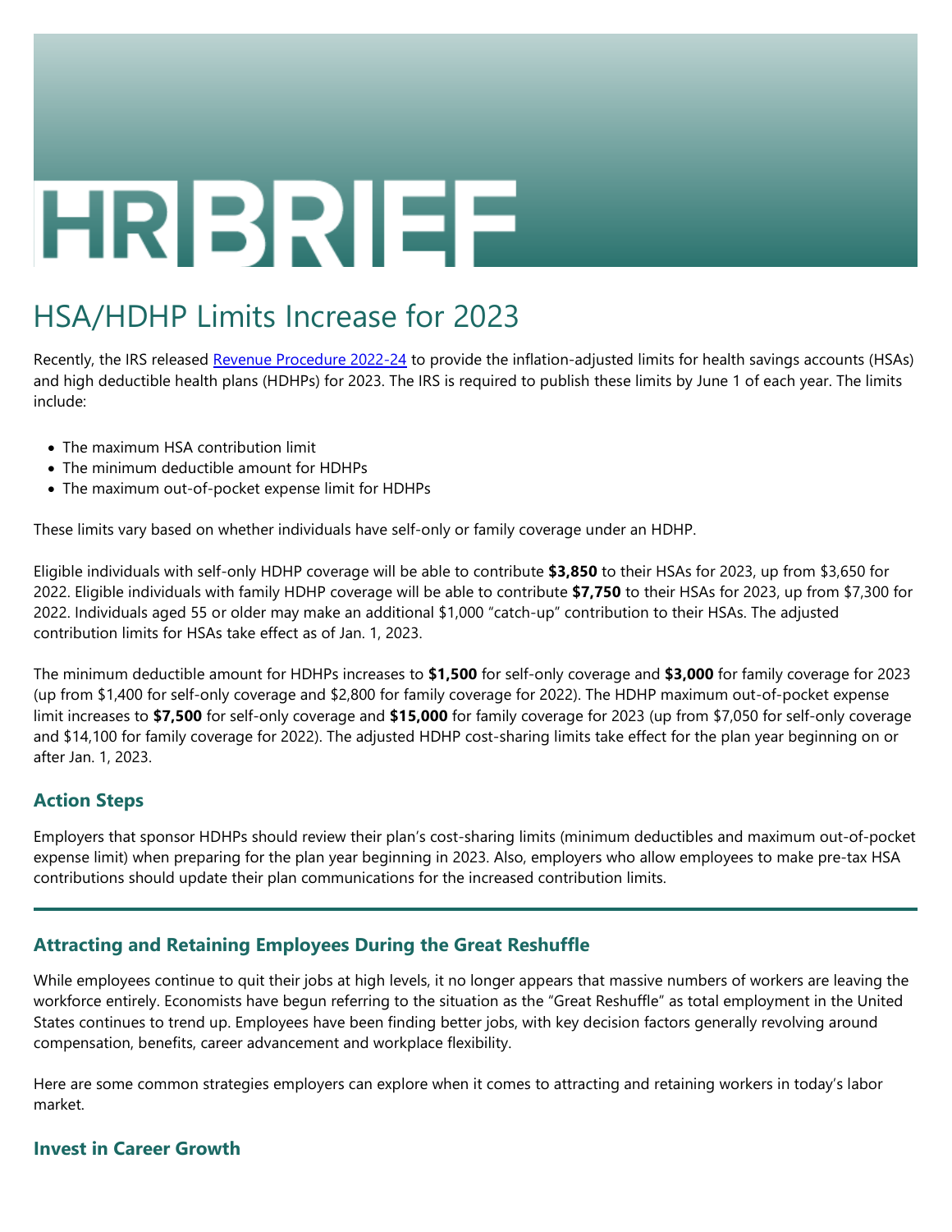# HR BRIEF

## HSA/HDHP Limits Increase for 2023

Recently, the IRS released [Revenue Procedure 2022-24](#) to provide the inflation-adjusted limits for health savings accounts (HSAs) and high deductible health plans (HDHPs) for 2023. The IRS is required to publish these limits by June 1 of each year. The limits include:

- The maximum HSA contribution limit
- The minimum deductible amount for HDHPs
- The maximum out-of-pocket expense limit for HDHPs

These limits vary based on whether individuals have self-only or family coverage under an HDHP.

Eligible individuals with self-only HDHP coverage will be able to contribute **$3,850** to their HSAs for 2023, up from $3,650 for 2022. Eligible individuals with family HDHP coverage will be able to contribute **$7,750** to their HSAs for 2023, up from $7,300 for 2022. Individuals aged 55 or older may make an additional $1,000 "catch-up" contribution to their HSAs. The adjusted contribution limits for HSAs take effect as of Jan. 1, 2023.

The minimum deductible amount for HDHPs increases to **$1,500** for self-only coverage and **$3,000** for family coverage for 2023 (up from $1,400 for self-only coverage and $2,800 for family coverage for 2022). The HDHP maximum out-of-pocket expense limit increases to **$7,500** for self-only coverage and **$15,000** for family coverage for 2023 (up from $7,050 for self-only coverage and $14,100 for family coverage for 2022). The adjusted HDHP cost-sharing limits take effect for the plan year beginning on or after Jan. 1, 2023.

### Action Steps

Employers that sponsor HDHPs should review their plan's cost-sharing limits (minimum deductibles and maximum out-of-pocket expense limit) when preparing for the plan year beginning in 2023. Also, employers who allow employees to make pre-tax HSA contributions should update their plan communications for the increased contribution limits.

---

### Attracting and Retaining Employees During the Great Reshuffle

While employees continue to quit their jobs at high levels, it no longer appears that massive numbers of workers are leaving the workforce entirely. Economists have begun referring to the situation as the "Great Reshuffle" as total employment in the United States continues to trend up. Employees have been finding better jobs, with key decision factors generally revolving around compensation, benefits, career advancement and workplace flexibility.

Here are some common strategies employers can explore when it comes to attracting and retaining workers in today's labor market.

### Invest in Career Growth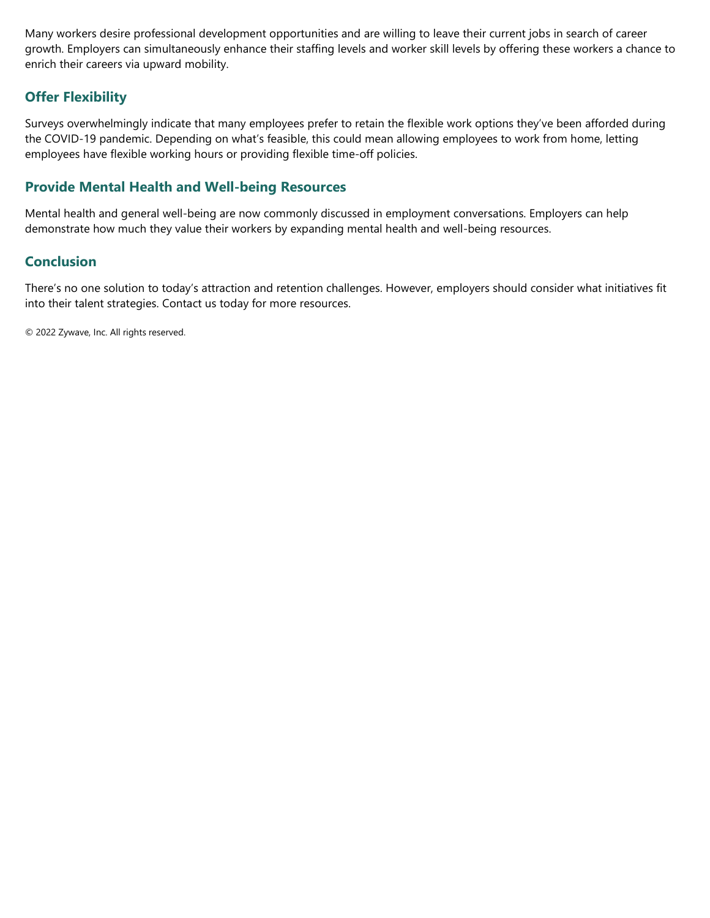Many workers desire professional development opportunities and are willing to leave their current jobs in search of career growth. Employers can simultaneously enhance their staffing levels and worker skill levels by offering these workers a chance to enrich their careers via upward mobility.

## Offer Flexibility

Surveys overwhelmingly indicate that many employees prefer to retain the flexible work options they've been afforded during the COVID-19 pandemic. Depending on what's feasible, this could mean allowing employees to work from home, letting employees have flexible working hours or providing flexible time-off policies.

## Provide Mental Health and Well-being Resources

Mental health and general well-being are now commonly discussed in employment conversations. Employers can help demonstrate how much they value their workers by expanding mental health and well-being resources.

## Conclusion

There's no one solution to today's attraction and retention challenges. However, employers should consider what initiatives fit into their talent strategies. Contact us today for more resources.

© 2022 Zywave, Inc. All rights reserved.